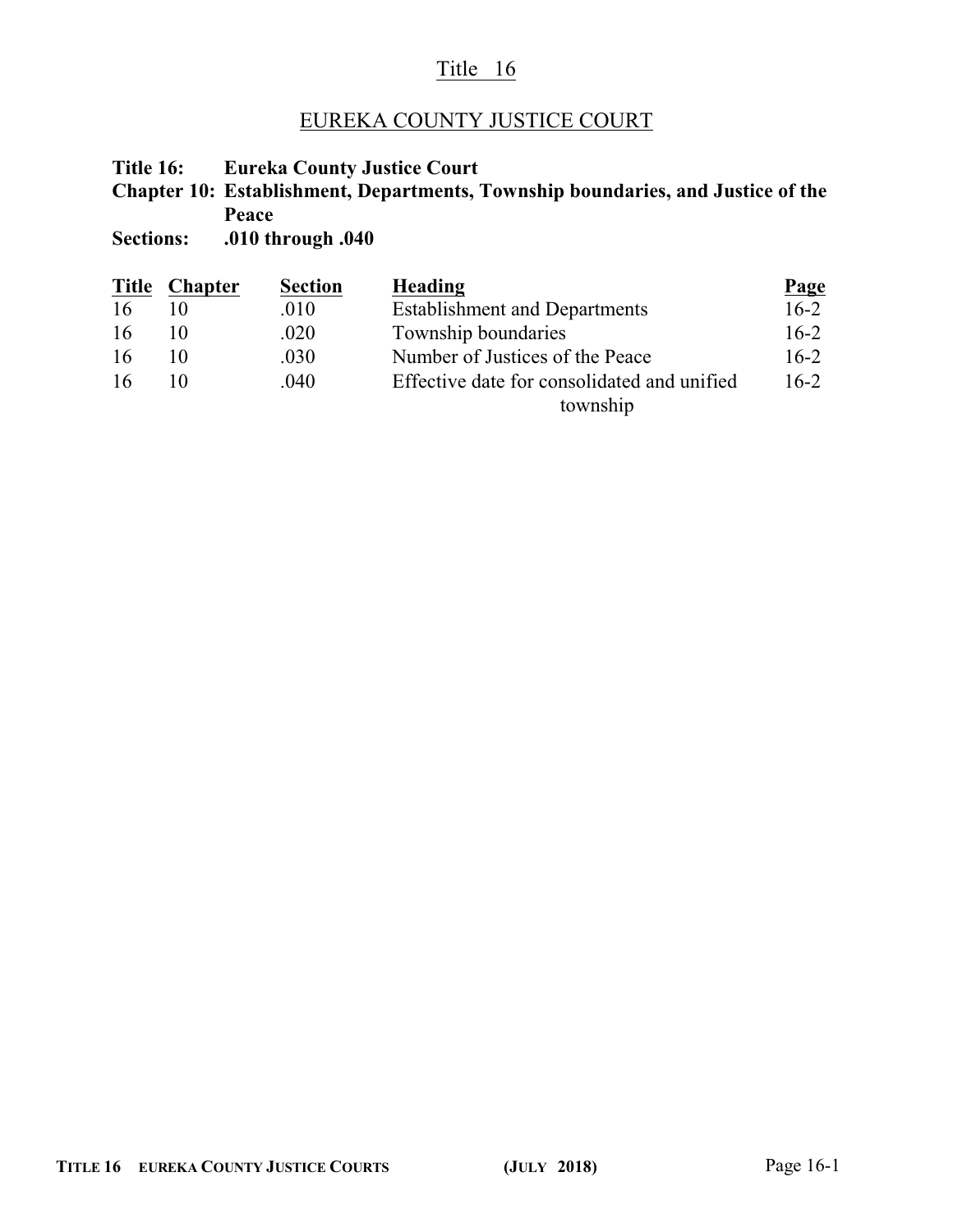# Title 16

## EUREKA COUNTY JUSTICE COURT

**Title 16: Eureka County Justice Court**
**Chapter 10: Establishment, Departments, Township boundaries, and Justice of the Peace**
**Sections: .010 through .040**

| Title | Chapter | Section | Heading | Page |
|---|---|---|---|---|
| 16 | 10 | .010 | Establishment and Departments | 16-2 |
| 16 | 10 | .020 | Township boundaries | 16-2 |
| 16 | 10 | .030 | Number of Justices of the Peace | 16-2 |
| 16 | 10 | .040 | Effective date for consolidated and unified township | 16-2 |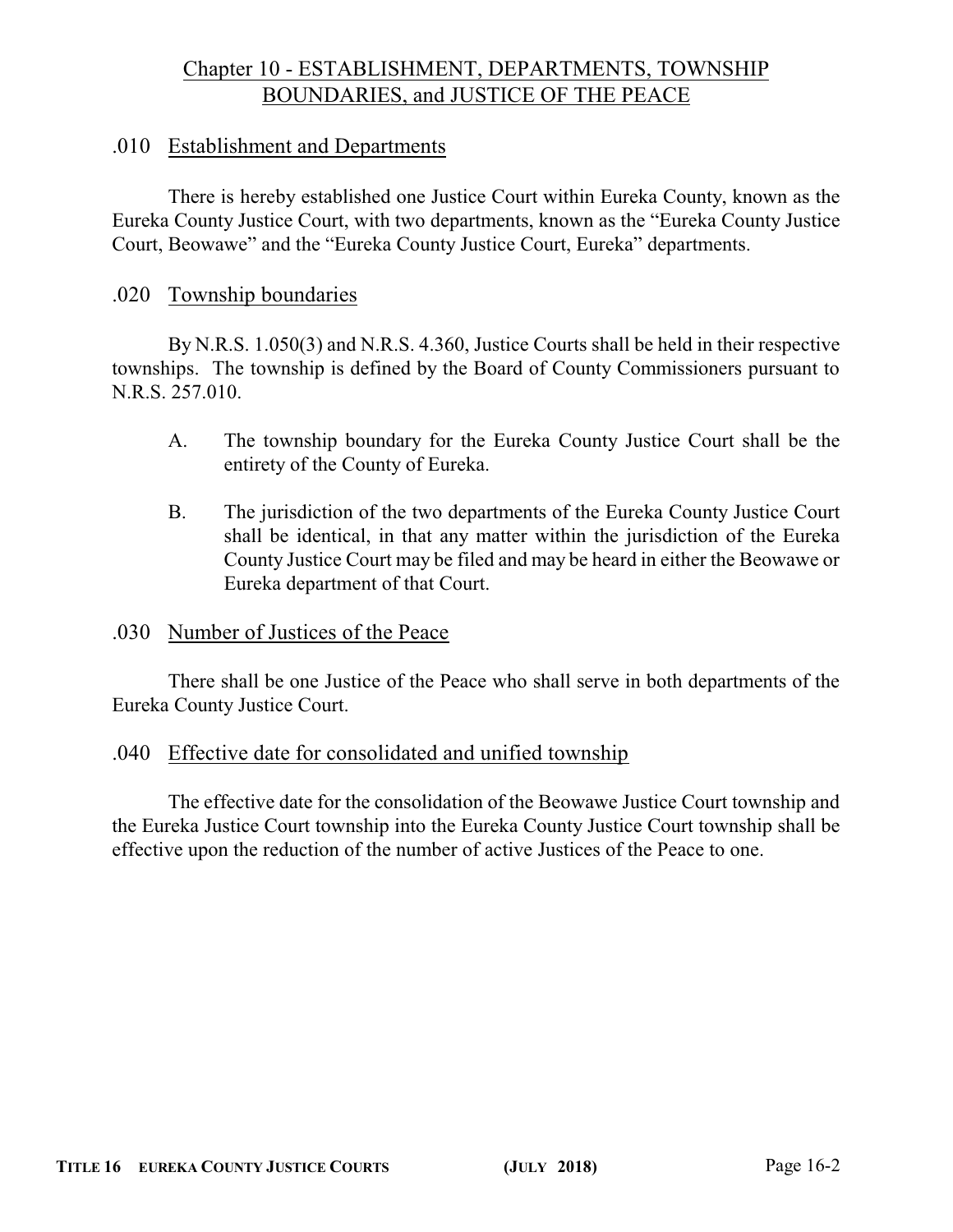## Chapter 10 - ESTABLISHMENT, DEPARTMENTS, TOWNSHIP BOUNDARIES, and JUSTICE OF THE PEACE

### .010 Establishment and Departments

There is hereby established one Justice Court within Eureka County, known as the Eureka County Justice Court, with two departments, known as the "Eureka County Justice Court, Beowawe" and the "Eureka County Justice Court, Eureka" departments.

### .020 Township boundaries

By N.R.S. 1.050(3) and N.R.S. 4.360, Justice Courts shall be held in their respective townships. The township is defined by the Board of County Commissioners pursuant to N.R.S. 257.010.

A. The township boundary for the Eureka County Justice Court shall be the entirety of the County of Eureka.

B. The jurisdiction of the two departments of the Eureka County Justice Court shall be identical, in that any matter within the jurisdiction of the Eureka County Justice Court may be filed and may be heard in either the Beowawe or Eureka department of that Court.

### .030 Number of Justices of the Peace

There shall be one Justice of the Peace who shall serve in both departments of the Eureka County Justice Court.

### .040 Effective date for consolidated and unified township

The effective date for the consolidation of the Beowawe Justice Court township and the Eureka Justice Court township into the Eureka County Justice Court township shall be effective upon the reduction of the number of active Justices of the Peace to one.